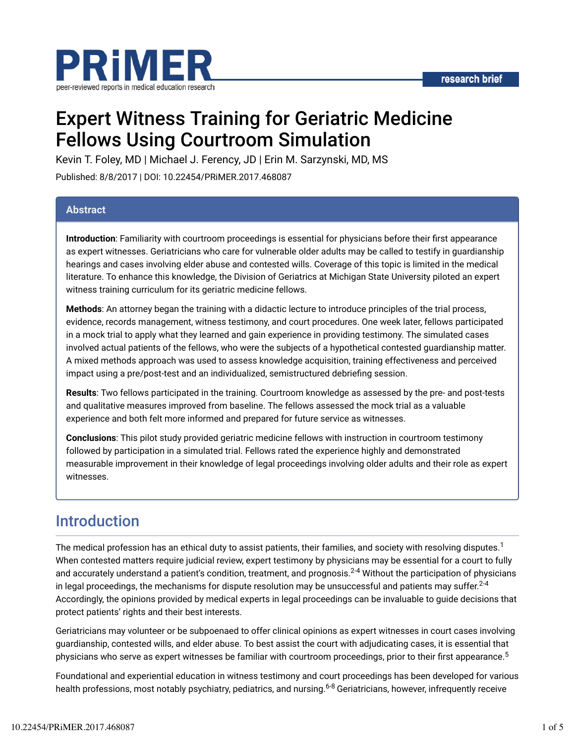PRiMER

peer-reviewed reports in medical education research

research brief

# Expert Witness Training for Geriatric Medicine Fellows Using Courtroom Simulation

Kevin T. Foley, MD | Michael J. Ferency, JD | Erin M. Sarzynski, MD, MS

Published: 8/8/2017 | DOI: 10.22454/PRiMER.2017.468087

## Abstract

**Introduction**: Familiarity with courtroom proceedings is essential for physicians before their first appearance as expert witnesses. Geriatricians who care for vulnerable older adults may be called to testify in guardianship hearings and cases involving elder abuse and contested wills. Coverage of this topic is limited in the medical literature. To enhance this knowledge, the Division of Geriatrics at Michigan State University piloted an expert witness training curriculum for its geriatric medicine fellows.

**Methods**: An attorney began the training with a didactic lecture to introduce principles of the trial process, evidence, records management, witness testimony, and court procedures. One week later, fellows participated in a mock trial to apply what they learned and gain experience in providing testimony. The simulated cases involved actual patients of the fellows, who were the subjects of a hypothetical contested guardianship matter. A mixed methods approach was used to assess knowledge acquisition, training effectiveness and perceived impact using a pre/post-test and an individualized, semistructured debriefing session.

**Results**: Two fellows participated in the training. Courtroom knowledge as assessed by the pre- and post-tests and qualitative measures improved from baseline. The fellows assessed the mock trial as a valuable experience and both felt more informed and prepared for future service as witnesses.

**Conclusions**: This pilot study provided geriatric medicine fellows with instruction in courtroom testimony followed by participation in a simulated trial. Fellows rated the experience highly and demonstrated measurable improvement in their knowledge of legal proceedings involving older adults and their role as expert witnesses.

## Introduction

The medical profession has an ethical duty to assist patients, their families, and society with resolving disputes.[1] When contested matters require judicial review, expert testimony by physicians may be essential for a court to fully and accurately understand a patient's condition, treatment, and prognosis.[2-4] Without the participation of physicians in legal proceedings, the mechanisms for dispute resolution may be unsuccessful and patients may suffer.[2-4] Accordingly, the opinions provided by medical experts in legal proceedings can be invaluable to guide decisions that protect patients' rights and their best interests.

Geriatricians may volunteer or be subpoenaed to offer clinical opinions as expert witnesses in court cases involving guardianship, contested wills, and elder abuse. To best assist the court with adjudicating cases, it is essential that physicians who serve as expert witnesses be familiar with courtroom proceedings, prior to their first appearance.[5]

Foundational and experiential education in witness testimony and court proceedings has been developed for various health professions, most notably psychiatry, pediatrics, and nursing.[6-8] Geriatricians, however, infrequently receive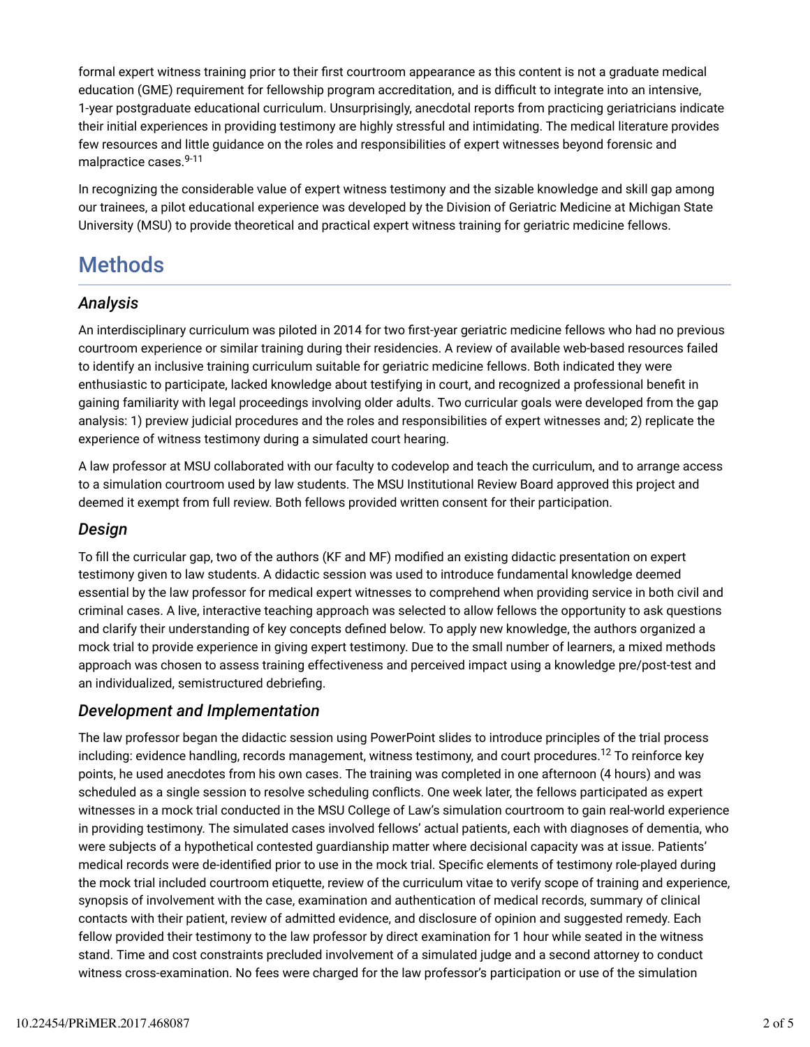formal expert witness training prior to their first courtroom appearance as this content is not a graduate medical education (GME) requirement for fellowship program accreditation, and is difficult to integrate into an intensive, 1-year postgraduate educational curriculum. Unsurprisingly, anecdotal reports from practicing geriatricians indicate their initial experiences in providing testimony are highly stressful and intimidating. The medical literature provides few resources and little guidance on the roles and responsibilities of expert witnesses beyond forensic and malpractice cases.[9-11]

In recognizing the considerable value of expert witness testimony and the sizable knowledge and skill gap among our trainees, a pilot educational experience was developed by the Division of Geriatric Medicine at Michigan State University (MSU) to provide theoretical and practical expert witness training for geriatric medicine fellows.

# Methods

### *Analysis*

An interdisciplinary curriculum was piloted in 2014 for two first-year geriatric medicine fellows who had no previous courtroom experience or similar training during their residencies. A review of available web-based resources failed to identify an inclusive training curriculum suitable for geriatric medicine fellows. Both indicated they were enthusiastic to participate, lacked knowledge about testifying in court, and recognized a professional benefit in gaining familiarity with legal proceedings involving older adults. Two curricular goals were developed from the gap analysis: 1) preview judicial procedures and the roles and responsibilities of expert witnesses and; 2) replicate the experience of witness testimony during a simulated court hearing.

A law professor at MSU collaborated with our faculty to codevelop and teach the curriculum, and to arrange access to a simulation courtroom used by law students. The MSU Institutional Review Board approved this project and deemed it exempt from full review. Both fellows provided written consent for their participation.

### *Design*

To fill the curricular gap, two of the authors (KF and MF) modified an existing didactic presentation on expert testimony given to law students. A didactic session was used to introduce fundamental knowledge deemed essential by the law professor for medical expert witnesses to comprehend when providing service in both civil and criminal cases. A live, interactive teaching approach was selected to allow fellows the opportunity to ask questions and clarify their understanding of key concepts defined below. To apply new knowledge, the authors organized a mock trial to provide experience in giving expert testimony. Due to the small number of learners, a mixed methods approach was chosen to assess training effectiveness and perceived impact using a knowledge pre/post-test and an individualized, semistructured debriefing.

### *Development and Implementation*

The law professor began the didactic session using PowerPoint slides to introduce principles of the trial process including: evidence handling, records management, witness testimony, and court procedures.[12] To reinforce key points, he used anecdotes from his own cases. The training was completed in one afternoon (4 hours) and was scheduled as a single session to resolve scheduling conflicts. One week later, the fellows participated as expert witnesses in a mock trial conducted in the MSU College of Law's simulation courtroom to gain real-world experience in providing testimony. The simulated cases involved fellows' actual patients, each with diagnoses of dementia, who were subjects of a hypothetical contested guardianship matter where decisional capacity was at issue. Patients' medical records were de-identified prior to use in the mock trial. Specific elements of testimony role-played during the mock trial included courtroom etiquette, review of the curriculum vitae to verify scope of training and experience, synopsis of involvement with the case, examination and authentication of medical records, summary of clinical contacts with their patient, review of admitted evidence, and disclosure of opinion and suggested remedy. Each fellow provided their testimony to the law professor by direct examination for 1 hour while seated in the witness stand. Time and cost constraints precluded involvement of a simulated judge and a second attorney to conduct witness cross-examination. No fees were charged for the law professor's participation or use of the simulation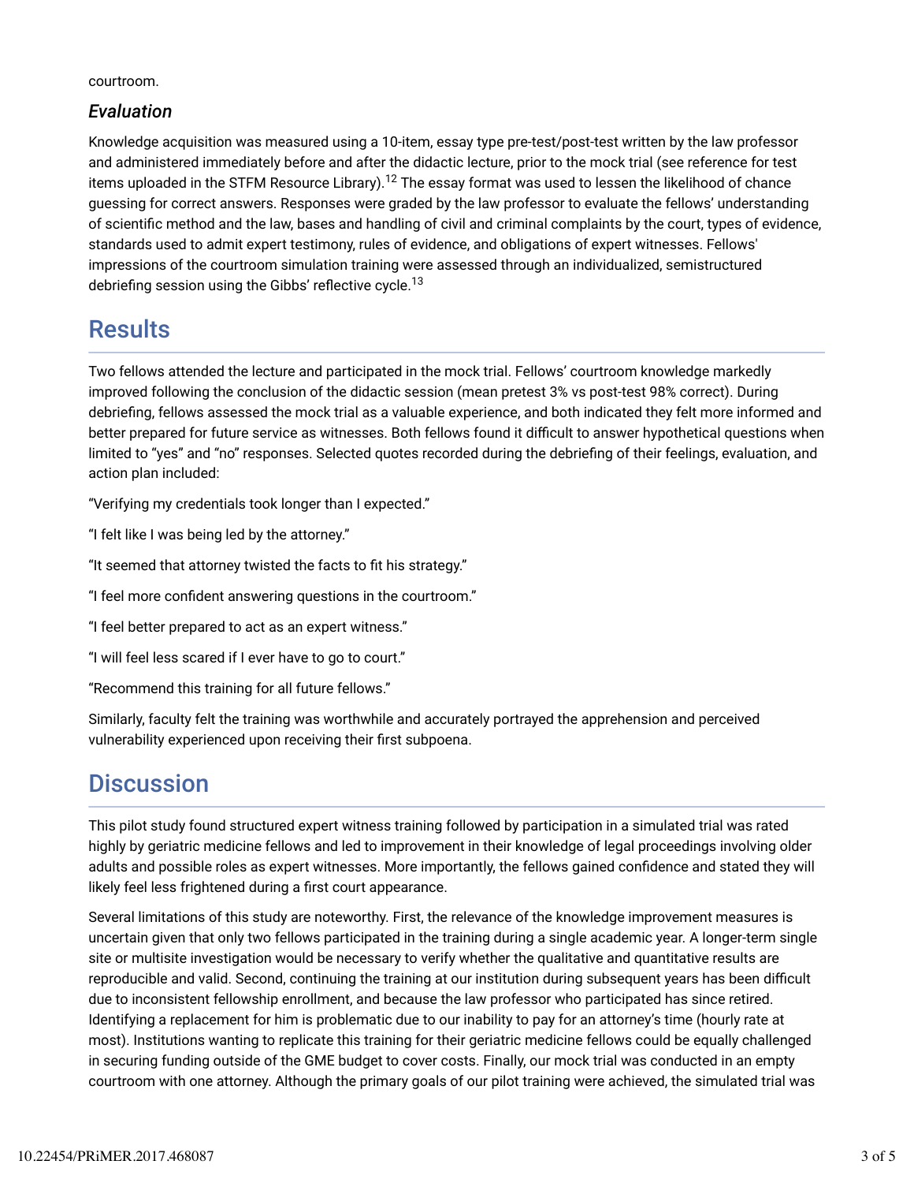courtroom.

### *Evaluation*

Knowledge acquisition was measured using a 10-item, essay type pre-test/post-test written by the law professor and administered immediately before and after the didactic lecture, prior to the mock trial (see reference for test items uploaded in the STFM Resource Library).[12] The essay format was used to lessen the likelihood of chance guessing for correct answers. Responses were graded by the law professor to evaluate the fellows' understanding of scientific method and the law, bases and handling of civil and criminal complaints by the court, types of evidence, standards used to admit expert testimony, rules of evidence, and obligations of expert witnesses. Fellows' impressions of the courtroom simulation training were assessed through an individualized, semistructured debriefing session using the Gibbs' reflective cycle.[13]

## Results

Two fellows attended the lecture and participated in the mock trial. Fellows' courtroom knowledge markedly improved following the conclusion of the didactic session (mean pretest 3% vs post-test 98% correct). During debriefing, fellows assessed the mock trial as a valuable experience, and both indicated they felt more informed and better prepared for future service as witnesses. Both fellows found it difficult to answer hypothetical questions when limited to "yes" and "no" responses. Selected quotes recorded during the debriefing of their feelings, evaluation, and action plan included:

"Verifying my credentials took longer than I expected."

"I felt like I was being led by the attorney."

"It seemed that attorney twisted the facts to fit his strategy."

"I feel more confident answering questions in the courtroom."

"I feel better prepared to act as an expert witness."

"I will feel less scared if I ever have to go to court."

"Recommend this training for all future fellows."

Similarly, faculty felt the training was worthwhile and accurately portrayed the apprehension and perceived vulnerability experienced upon receiving their first subpoena.

## Discussion

This pilot study found structured expert witness training followed by participation in a simulated trial was rated highly by geriatric medicine fellows and led to improvement in their knowledge of legal proceedings involving older adults and possible roles as expert witnesses. More importantly, the fellows gained confidence and stated they will likely feel less frightened during a first court appearance.

Several limitations of this study are noteworthy. First, the relevance of the knowledge improvement measures is uncertain given that only two fellows participated in the training during a single academic year. A longer-term single site or multisite investigation would be necessary to verify whether the qualitative and quantitative results are reproducible and valid. Second, continuing the training at our institution during subsequent years has been difficult due to inconsistent fellowship enrollment, and because the law professor who participated has since retired. Identifying a replacement for him is problematic due to our inability to pay for an attorney's time (hourly rate at most). Institutions wanting to replicate this training for their geriatric medicine fellows could be equally challenged in securing funding outside of the GME budget to cover costs. Finally, our mock trial was conducted in an empty courtroom with one attorney. Although the primary goals of our pilot training were achieved, the simulated trial was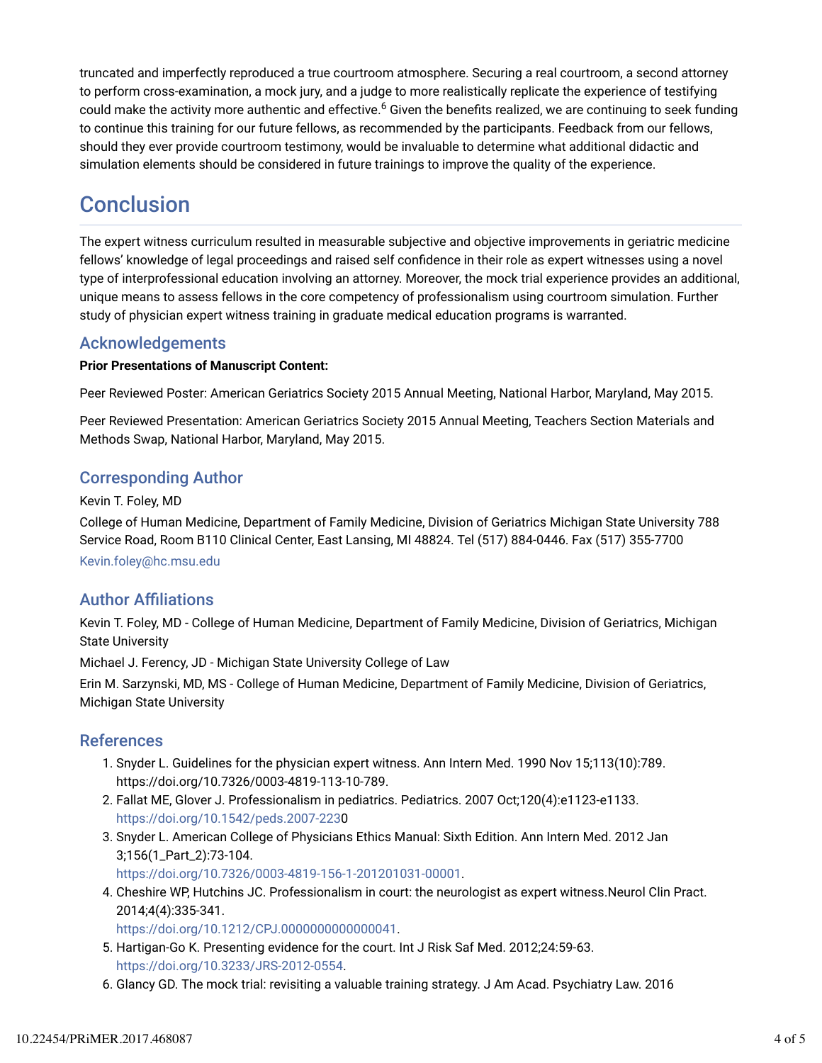truncated and imperfectly reproduced a true courtroom atmosphere. Securing a real courtroom, a second attorney to perform cross-examination, a mock jury, and a judge to more realistically replicate the experience of testifying could make the activity more authentic and effective.[6] Given the benefits realized, we are continuing to seek funding to continue this training for our future fellows, as recommended by the participants. Feedback from our fellows, should they ever provide courtroom testimony, would be invaluable to determine what additional didactic and simulation elements should be considered in future trainings to improve the quality of the experience.

## Conclusion

The expert witness curriculum resulted in measurable subjective and objective improvements in geriatric medicine fellows' knowledge of legal proceedings and raised self confidence in their role as expert witnesses using a novel type of interprofessional education involving an attorney. Moreover, the mock trial experience provides an additional, unique means to assess fellows in the core competency of professionalism using courtroom simulation. Further study of physician expert witness training in graduate medical education programs is warranted.

### Acknowledgements

**Prior Presentations of Manuscript Content:**

Peer Reviewed Poster: American Geriatrics Society 2015 Annual Meeting, National Harbor, Maryland, May 2015.

Peer Reviewed Presentation: American Geriatrics Society 2015 Annual Meeting, Teachers Section Materials and Methods Swap, National Harbor, Maryland, May 2015.

### Corresponding Author

Kevin T. Foley, MD

College of Human Medicine, Department of Family Medicine, Division of Geriatrics Michigan State University 788 Service Road, Room B110 Clinical Center, East Lansing, MI 48824. Tel (517) 884-0446. Fax (517) 355-7700

Kevin.foley@hc.msu.edu

### Author Affiliations

Kevin T. Foley, MD - College of Human Medicine, Department of Family Medicine, Division of Geriatrics, Michigan State University

Michael J. Ferency, JD - Michigan State University College of Law

Erin M. Sarzynski, MD, MS - College of Human Medicine, Department of Family Medicine, Division of Geriatrics, Michigan State University

### References

1. Snyder L. Guidelines for the physician expert witness. Ann Intern Med. 1990 Nov 15;113(10):789. https://doi.org/10.7326/0003-4819-113-10-789.
2. Fallat ME, Glover J. Professionalism in pediatrics. Pediatrics. 2007 Oct;120(4):e1123-e1133. https://doi.org/10.1542/peds.2007-2230
3. Snyder L. American College of Physicians Ethics Manual: Sixth Edition. Ann Intern Med. 2012 Jan 3;156(1_Part_2):73-104. https://doi.org/10.7326/0003-4819-156-1-201201031-00001.
4. Cheshire WP, Hutchins JC. Professionalism in court: the neurologist as expert witness.Neurol Clin Pract. 2014;4(4):335-341. https://doi.org/10.1212/CPJ.0000000000000041.
5. Hartigan-Go K. Presenting evidence for the court. Int J Risk Saf Med. 2012;24:59-63. https://doi.org/10.3233/JRS-2012-0554.
6. Glancy GD. The mock trial: revisiting a valuable training strategy. J Am Acad. Psychiatry Law. 2016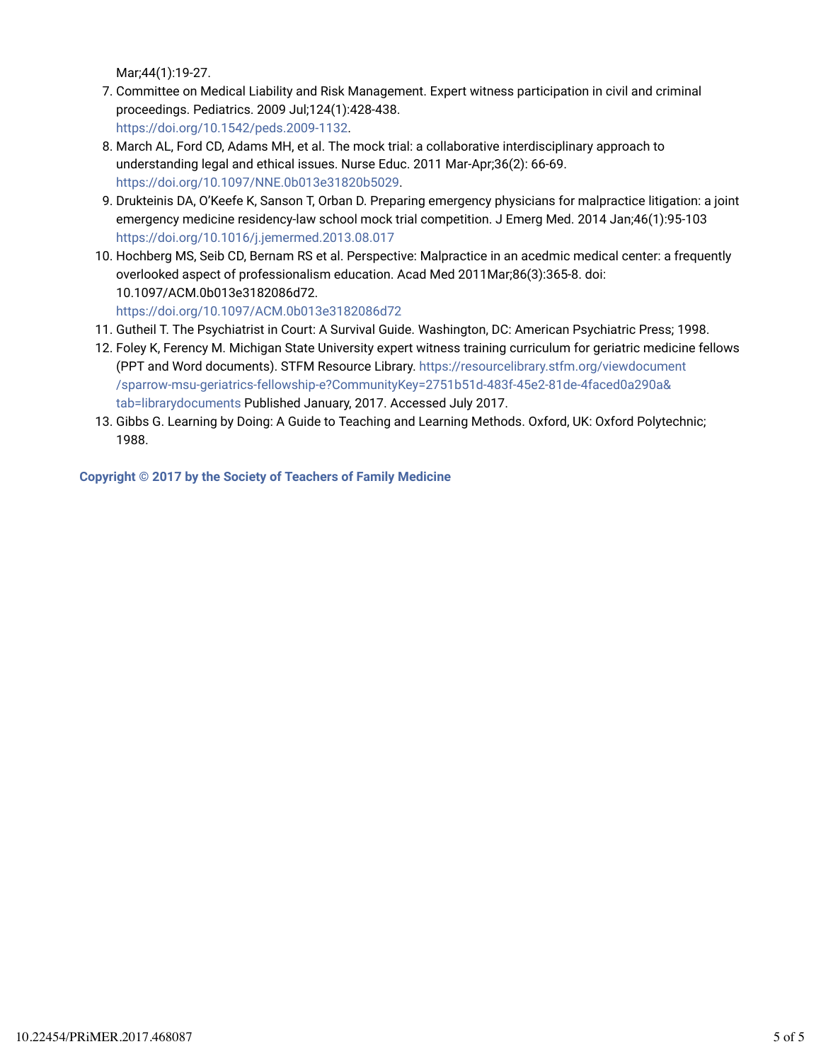Mar;44(1):19-27.

7. Committee on Medical Liability and Risk Management. Expert witness participation in civil and criminal proceedings. Pediatrics. 2009 Jul;124(1):428-438. https://doi.org/10.1542/peds.2009-1132.
8. March AL, Ford CD, Adams MH, et al. The mock trial: a collaborative interdisciplinary approach to understanding legal and ethical issues. Nurse Educ. 2011 Mar-Apr;36(2): 66-69. https://doi.org/10.1097/NNE.0b013e31820b5029.
9. Drukteinis DA, O'Keefe K, Sanson T, Orban D. Preparing emergency physicians for malpractice litigation: a joint emergency medicine residency-law school mock trial competition. J Emerg Med. 2014 Jan;46(1):95-103 https://doi.org/10.1016/j.jemermed.2013.08.017
10. Hochberg MS, Seib CD, Bernam RS et al. Perspective: Malpractice in an acedmic medical center: a frequently overlooked aspect of professionalism education. Acad Med 2011Mar;86(3):365-8. doi: 10.1097/ACM.0b013e3182086d72. https://doi.org/10.1097/ACM.0b013e3182086d72
11. Gutheil T. The Psychiatrist in Court: A Survival Guide. Washington, DC: American Psychiatric Press; 1998.
12. Foley K, Ferency M. Michigan State University expert witness training curriculum for geriatric medicine fellows (PPT and Word documents). STFM Resource Library. https://resourcelibrary.stfm.org/viewdocument/sparrow-msu-geriatrics-fellowship-e?CommunityKey=2751b51d-483f-45e2-81de-4faced0a290a&tab=librarydocuments Published January, 2017. Accessed July 2017.
13. Gibbs G. Learning by Doing: A Guide to Teaching and Learning Methods. Oxford, UK: Oxford Polytechnic; 1988.

**Copyright © 2017 by the Society of Teachers of Family Medicine**